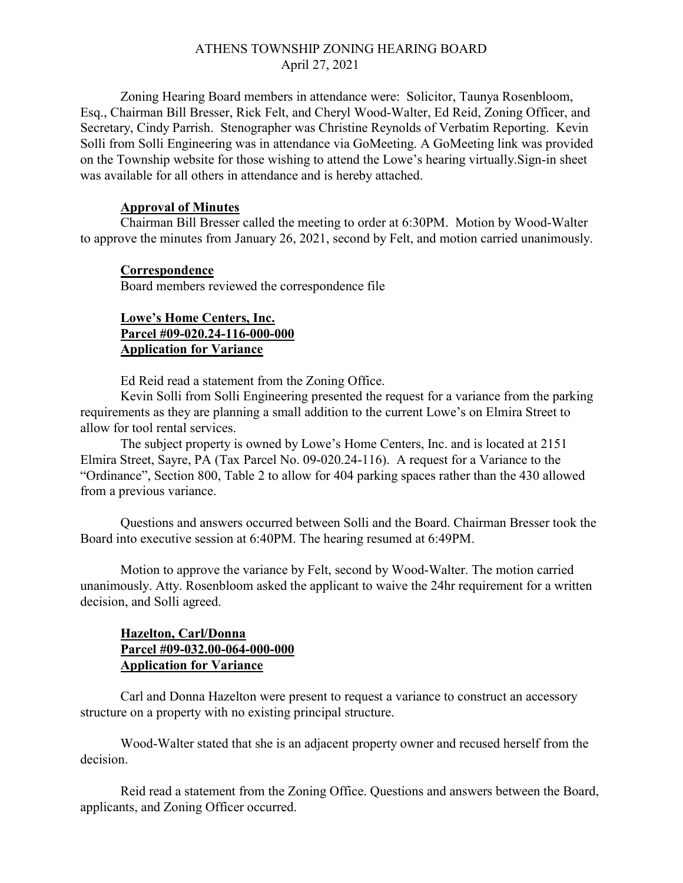# ATHENS TOWNSHIP ZONING HEARING BOARD
April 27, 2021

Zoning Hearing Board members in attendance were: Solicitor, Taunya Rosenbloom, Esq., Chairman Bill Bresser, Rick Felt, and Cheryl Wood-Walter, Ed Reid, Zoning Officer, and Secretary, Cindy Parrish. Stenographer was Christine Reynolds of Verbatim Reporting. Kevin Solli from Solli Engineering was in attendance via GoMeeting. A GoMeeting link was provided on the Township website for those wishing to attend the Lowe's hearing virtually.Sign-in sheet was available for all others in attendance and is hereby attached.

**Approval of Minutes**

Chairman Bill Bresser called the meeting to order at 6:30PM. Motion by Wood-Walter to approve the minutes from January 26, 2021, second by Felt, and motion carried unanimously.

**Correspondence**

Board members reviewed the correspondence file

**Lowe's Home Centers, Inc.**
**Parcel #09-020.24-116-000-000**
**Application for Variance**

Ed Reid read a statement from the Zoning Office.

Kevin Solli from Solli Engineering presented the request for a variance from the parking requirements as they are planning a small addition to the current Lowe's on Elmira Street to allow for tool rental services.

The subject property is owned by Lowe's Home Centers, Inc. and is located at 2151 Elmira Street, Sayre, PA (Tax Parcel No. 09-020.24-116). A request for a Variance to the "Ordinance", Section 800, Table 2 to allow for 404 parking spaces rather than the 430 allowed from a previous variance.

Questions and answers occurred between Solli and the Board. Chairman Bresser took the Board into executive session at 6:40PM. The hearing resumed at 6:49PM.

Motion to approve the variance by Felt, second by Wood-Walter. The motion carried unanimously. Atty. Rosenbloom asked the applicant to waive the 24hr requirement for a written decision, and Solli agreed.

**Hazelton, Carl/Donna**
**Parcel #09-032.00-064-000-000**
**Application for Variance**

Carl and Donna Hazelton were present to request a variance to construct an accessory structure on a property with no existing principal structure.

Wood-Walter stated that she is an adjacent property owner and recused herself from the decision.

Reid read a statement from the Zoning Office. Questions and answers between the Board, applicants, and Zoning Officer occurred.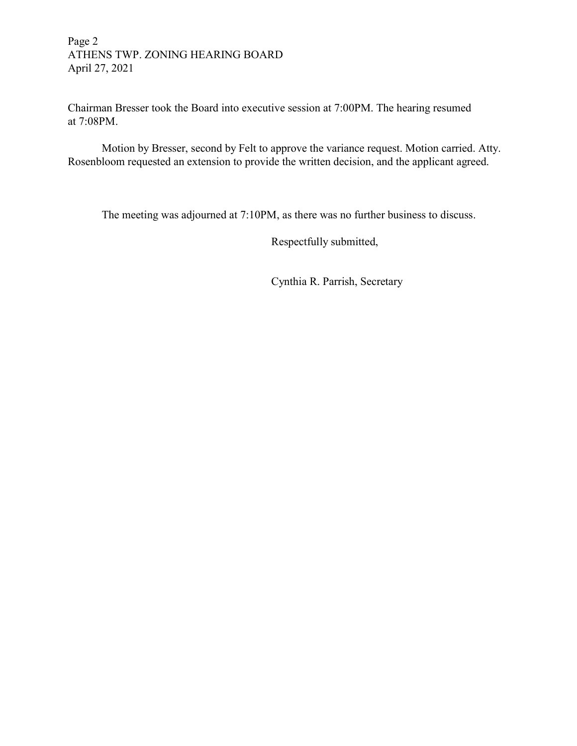Chairman Bresser took the Board into executive session at 7:00PM. The hearing resumed at 7:08PM.

Motion by Bresser, second by Felt to approve the variance request. Motion carried. Atty. Rosenbloom requested an extension to provide the written decision, and the applicant agreed.

The meeting was adjourned at 7:10PM, as there was no further business to discuss.

Respectfully submitted,

Cynthia R. Parrish, Secretary